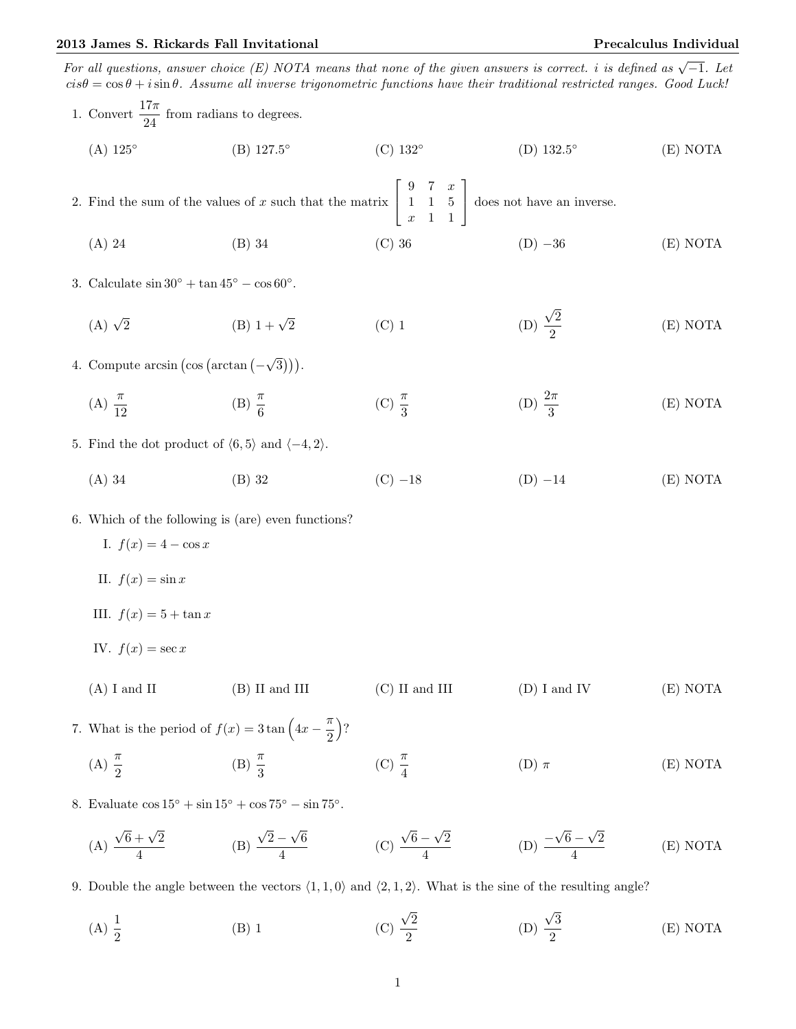**2013 James S. Rickards Fall Invitational** **Precalculus Individual**

*For all questions, answer choice (E) NOTA means that none of the given answers is correct. $i$ is defined as $\sqrt{-1}$. Let $cis\theta = \cos\theta + i\sin\theta$. Assume all inverse trigonometric functions have their traditional restricted ranges. Good Luck!*

1. Convert $\frac{17\pi}{24}$ from radians to degrees.

   (A) $125°$ (B) $127.5°$ (C) $132°$ (D) $132.5°$ (E) NOTA

2. Find the sum of the values of $x$ such that the matrix $\begin{bmatrix} 9 & 7 & x \\ 1 & 1 & 5 \\ x & 1 & 1 \end{bmatrix}$ does not have an inverse.

   (A) 24 (B) 34 (C) 36 (D) $-36$ (E) NOTA

3. Calculate $\sin 30° + \tan 45° - \cos 60°$.

   (A) $\sqrt{2}$ (B) $1+\sqrt{2}$ (C) 1 (D) $\frac{\sqrt{2}}{2}$ (E) NOTA

4. Compute $\arcsin\left(\cos\left(\arctan\left(-\sqrt{3}\right)\right)\right)$.

   (A) $\frac{\pi}{12}$ (B) $\frac{\pi}{6}$ (C) $\frac{\pi}{3}$ (D) $\frac{2\pi}{3}$ (E) NOTA

5. Find the dot product of $\langle 6, 5\rangle$ and $\langle -4, 2\rangle$.

   (A) 34 (B) 32 (C) $-18$ (D) $-14$ (E) NOTA

6. Which of the following is (are) even functions?

   I. $f(x) = 4 - \cos x$

   II. $f(x) = \sin x$

   III. $f(x) = 5 + \tan x$

   IV. $f(x) = \sec x$

   (A) I and II (B) II and III (C) II and III (D) I and IV (E) NOTA

7. What is the period of $f(x) = 3\tan\left(4x - \frac{\pi}{2}\right)$?

   (A) $\frac{\pi}{2}$ (B) $\frac{\pi}{3}$ (C) $\frac{\pi}{4}$ (D) $\pi$ (E) NOTA

8. Evaluate $\cos 15° + \sin 15° + \cos 75° - \sin 75°$.

   (A) $\frac{\sqrt{6}+\sqrt{2}}{4}$ (B) $\frac{\sqrt{2}-\sqrt{6}}{4}$ (C) $\frac{\sqrt{6}-\sqrt{2}}{4}$ (D) $\frac{-\sqrt{6}-\sqrt{2}}{4}$ (E) NOTA

9. Double the angle between the vectors $\langle 1, 1, 0\rangle$ and $\langle 2, 1, 2\rangle$. What is the sine of the resulting angle?

   (A) $\frac{1}{2}$ (B) 1 (C) $\frac{\sqrt{2}}{2}$ (D) $\frac{\sqrt{3}}{2}$ (E) NOTA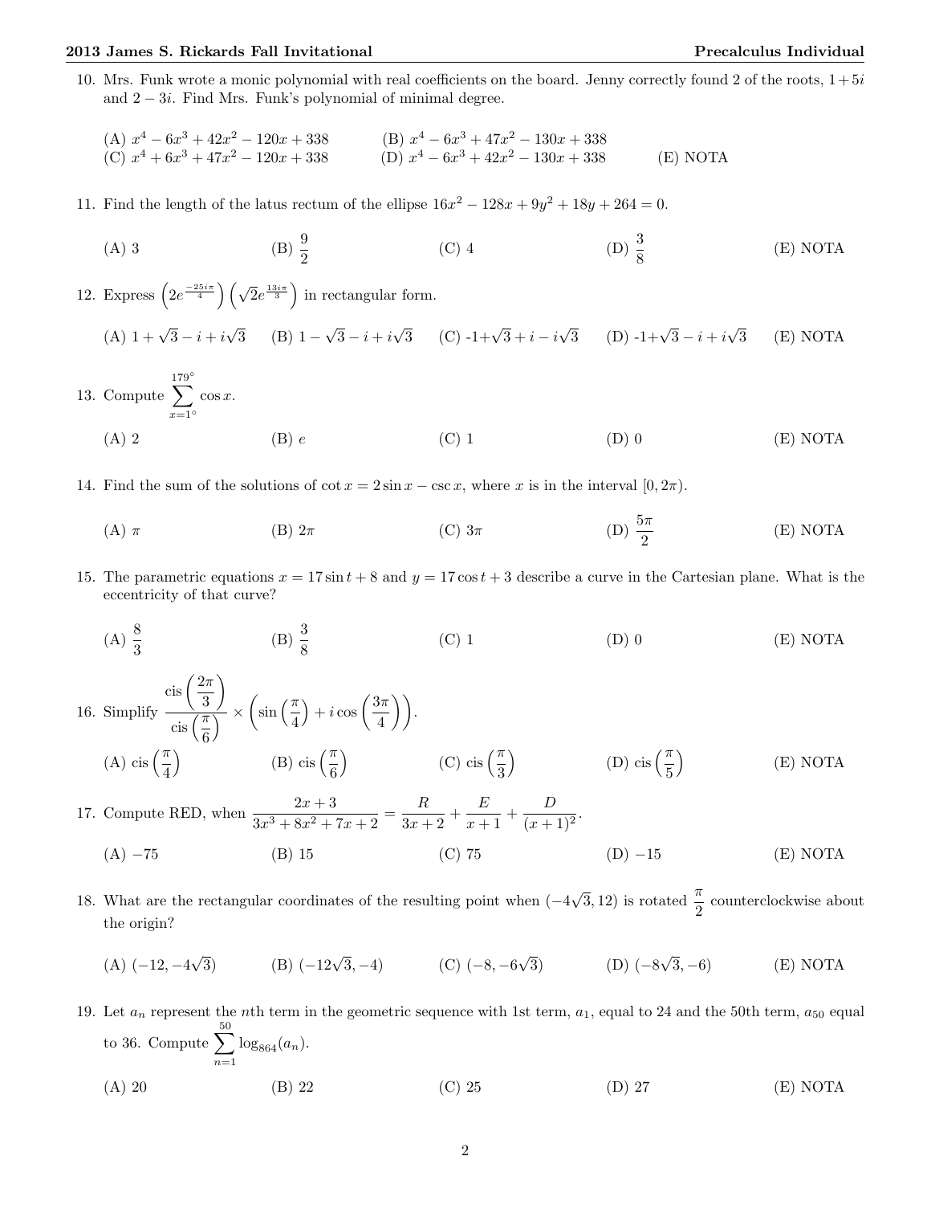10. Mrs. Funk wrote a monic polynomial with real coefficients on the board. Jenny correctly found 2 of the roots, $1+5i$ and $2-3i$. Find Mrs. Funk's polynomial of minimal degree.

(A) $x^4 - 6x^3 + 42x^2 - 120x + 338$ (B) $x^4 - 6x^3 + 47x^2 - 130x + 338$
(C) $x^4 + 6x^3 + 47x^2 - 120x + 338$ (D) $x^4 - 6x^3 + 42x^2 - 130x + 338$ (E) NOTA

11. Find the length of the latus rectum of the ellipse $16x^2 - 128x + 9y^2 + 18y + 264 = 0$.

(A) 3 (B) $\frac{9}{2}$ (C) 4 (D) $\frac{3}{8}$ (E) NOTA

12. Express $\left(2e^{\frac{-25i\pi}{4}}\right)\left(\sqrt{2}e^{\frac{13i\pi}{3}}\right)$ in rectangular form.

(A) $1+\sqrt{3}-i+i\sqrt{3}$ (B) $1-\sqrt{3}-i+i\sqrt{3}$ (C) $-1+\sqrt{3}+i-i\sqrt{3}$ (D) $-1+\sqrt{3}-i+i\sqrt{3}$ (E) NOTA

13. Compute $\displaystyle\sum_{x=1^\circ}^{179^\circ} \cos x$.

(A) 2 (B) $e$ (C) 1 (D) 0 (E) NOTA

14. Find the sum of the solutions of $\cot x = 2\sin x - \csc x$, where $x$ is in the interval $[0, 2\pi)$.

(A) $\pi$ (B) $2\pi$ (C) $3\pi$ (D) $\frac{5\pi}{2}$ (E) NOTA

15. The parametric equations $x = 17\sin t + 8$ and $y = 17\cos t + 3$ describe a curve in the Cartesian plane. What is the eccentricity of that curve?

(A) $\frac{8}{3}$ (B) $\frac{3}{8}$ (C) 1 (D) 0 (E) NOTA

16. Simplify $\dfrac{\text{cis}\left(\frac{2\pi}{3}\right)}{\text{cis}\left(\frac{\pi}{6}\right)} \times \left(\sin\left(\frac{\pi}{4}\right) + i\cos\left(\frac{3\pi}{4}\right)\right)$.

(A) $\text{cis}\left(\frac{\pi}{4}\right)$ (B) $\text{cis}\left(\frac{\pi}{6}\right)$ (C) $\text{cis}\left(\frac{\pi}{3}\right)$ (D) $\text{cis}\left(\frac{\pi}{5}\right)$ (E) NOTA

17. Compute RED, when $\dfrac{2x+3}{3x^3+8x^2+7x+2} = \dfrac{R}{3x+2} + \dfrac{E}{x+1} + \dfrac{D}{(x+1)^2}$.

(A) $-75$ (B) 15 (C) 75 (D) $-15$ (E) NOTA

18. What are the rectangular coordinates of the resulting point when $(-4\sqrt{3}, 12)$ is rotated $\frac{\pi}{2}$ counterclockwise about the origin?

(A) $(-12, -4\sqrt{3})$ (B) $(-12\sqrt{3}, -4)$ (C) $(-8, -6\sqrt{3})$ (D) $(-8\sqrt{3}, -6)$ (E) NOTA

19. Let $a_n$ represent the $n$th term in the geometric sequence with 1st term, $a_1$, equal to 24 and the 50th term, $a_{50}$ equal to 36. Compute $\displaystyle\sum_{n=1}^{50} \log_{864}(a_n)$.

(A) 20 (B) 22 (C) 25 (D) 27 (E) NOTA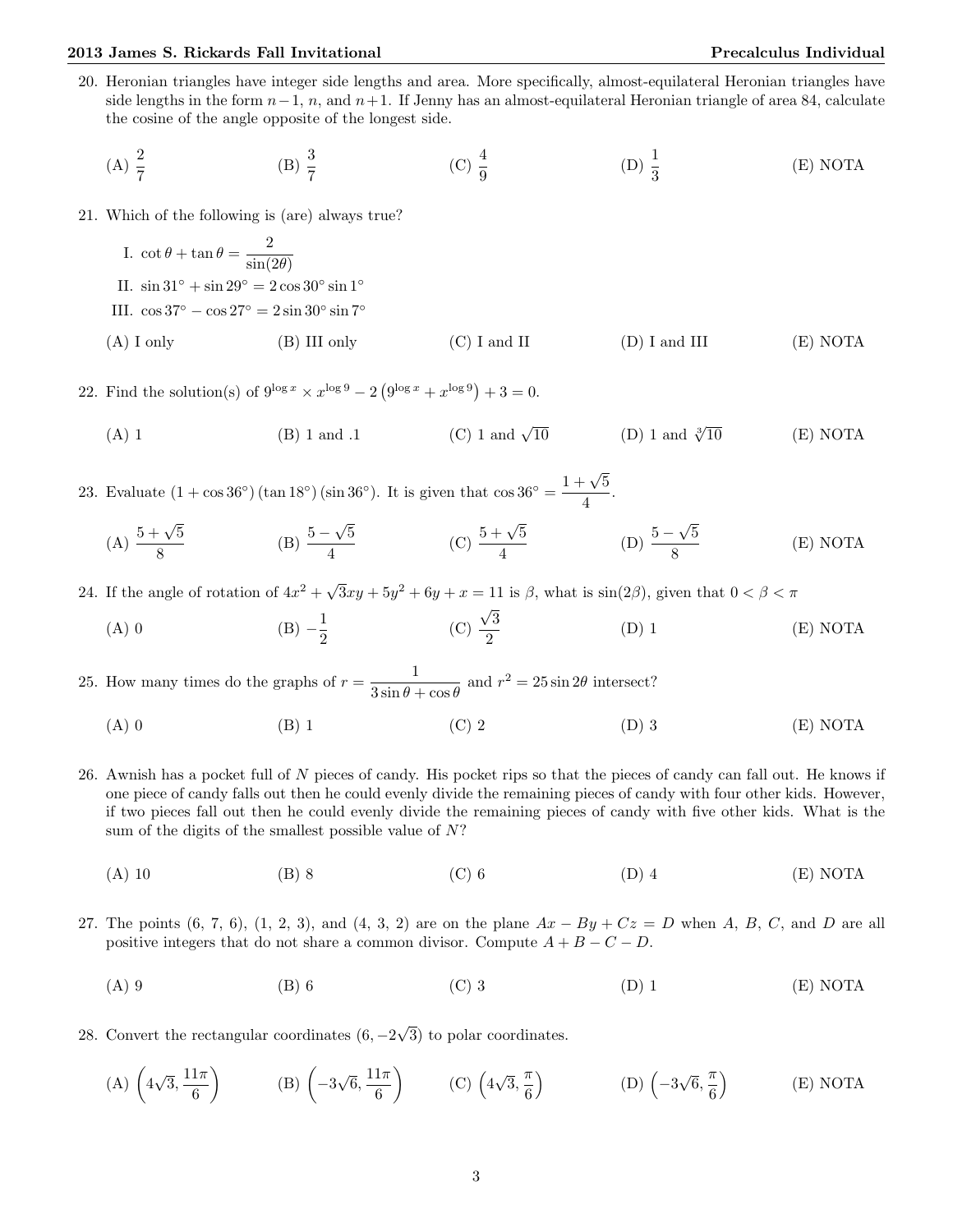20. Heronian triangles have integer side lengths and area. More specifically, almost-equilateral Heronian triangles have side lengths in the form $n-1$, $n$, and $n+1$. If Jenny has an almost-equilateral Heronian triangle of area 84, calculate the cosine of the angle opposite of the longest side.

    (A) $\dfrac{2}{7}$ (B) $\dfrac{3}{7}$ (C) $\dfrac{4}{9}$ (D) $\dfrac{1}{3}$ (E) NOTA

21. Which of the following is (are) always true?

    I. $\cot\theta + \tan\theta = \dfrac{2}{\sin(2\theta)}$

    II. $\sin 31^\circ + \sin 29^\circ = 2\cos 30^\circ \sin 1^\circ$

    III. $\cos 37^\circ - \cos 27^\circ = 2\sin 30^\circ \sin 7^\circ$

    (A) I only (B) III only (C) I and II (D) I and III (E) NOTA

22. Find the solution(s) of $9^{\log x} \times x^{\log 9} - 2\left(9^{\log x} + x^{\log 9}\right) + 3 = 0$.

    (A) 1 (B) 1 and .1 (C) 1 and $\sqrt{10}$ (D) 1 and $\sqrt[3]{10}$ (E) NOTA

23. Evaluate $(1 + \cos 36^\circ)(\tan 18^\circ)(\sin 36^\circ)$. It is given that $\cos 36^\circ = \dfrac{1+\sqrt{5}}{4}$.

    (A) $\dfrac{5+\sqrt{5}}{8}$ (B) $\dfrac{5-\sqrt{5}}{4}$ (C) $\dfrac{5+\sqrt{5}}{4}$ (D) $\dfrac{5-\sqrt{5}}{8}$ (E) NOTA

24. If the angle of rotation of $4x^2 + \sqrt{3}xy + 5y^2 + 6y + x = 11$ is $\beta$, what is $\sin(2\beta)$, given that $0 < \beta < \pi$

    (A) 0 (B) $-\dfrac{1}{2}$ (C) $\dfrac{\sqrt{3}}{2}$ (D) 1 (E) NOTA

25. How many times do the graphs of $r = \dfrac{1}{3\sin\theta + \cos\theta}$ and $r^2 = 25\sin 2\theta$ intersect?

    (A) 0 (B) 1 (C) 2 (D) 3 (E) NOTA

26. Awnish has a pocket full of $N$ pieces of candy. His pocket rips so that the pieces of candy can fall out. He knows if one piece of candy falls out then he could evenly divide the remaining pieces of candy with four other kids. However, if two pieces fall out then he could evenly divide the remaining pieces of candy with five other kids. What is the sum of the digits of the smallest possible value of $N$?

    (A) 10 (B) 8 (C) 6 (D) 4 (E) NOTA

27. The points (6, 7, 6), (1, 2, 3), and (4, 3, 2) are on the plane $Ax - By + Cz = D$ when $A$, $B$, $C$, and $D$ are all positive integers that do not share a common divisor. Compute $A + B - C - D$.

    (A) 9 (B) 6 (C) 3 (D) 1 (E) NOTA

28. Convert the rectangular coordinates $(6, -2\sqrt{3})$ to polar coordinates.

    (A) $\left(4\sqrt{3}, \dfrac{11\pi}{6}\right)$ (B) $\left(-3\sqrt{6}, \dfrac{11\pi}{6}\right)$ (C) $\left(4\sqrt{3}, \dfrac{\pi}{6}\right)$ (D) $\left(-3\sqrt{6}, \dfrac{\pi}{6}\right)$ (E) NOTA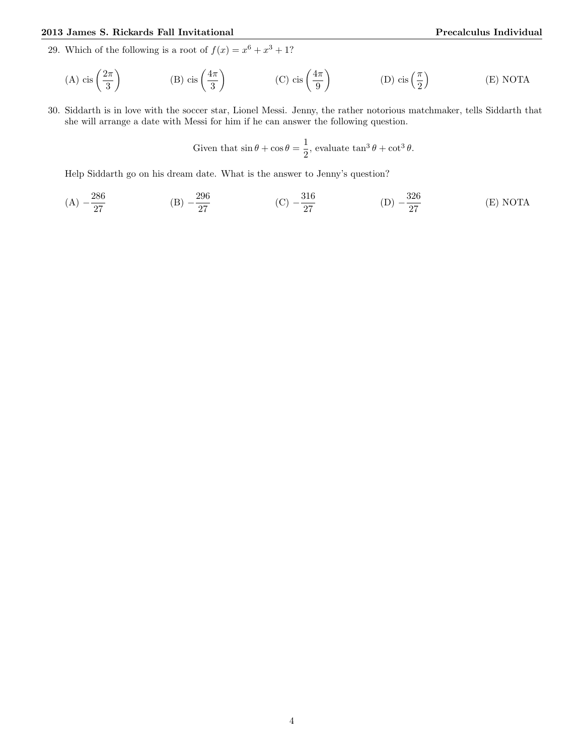29. Which of the following is a root of $f(x) = x^6 + x^3 + 1$?

(A) $\text{cis}\left(\frac{2\pi}{3}\right)$ (B) $\text{cis}\left(\frac{4\pi}{3}\right)$ (C) $\text{cis}\left(\frac{4\pi}{9}\right)$ (D) $\text{cis}\left(\frac{\pi}{2}\right)$ (E) NOTA

30. Siddarth is in love with the soccer star, Lionel Messi. Jenny, the rather notorious matchmaker, tells Siddarth that she will arrange a date with Messi for him if he can answer the following question.

$$\text{Given that } \sin\theta + \cos\theta = \frac{1}{2}, \text{ evaluate } \tan^3\theta + \cot^3\theta.$$

Help Siddarth go on his dream date. What is the answer to Jenny's question?

(A) $-\frac{286}{27}$ (B) $-\frac{296}{27}$ (C) $-\frac{316}{27}$ (D) $-\frac{326}{27}$ (E) NOTA